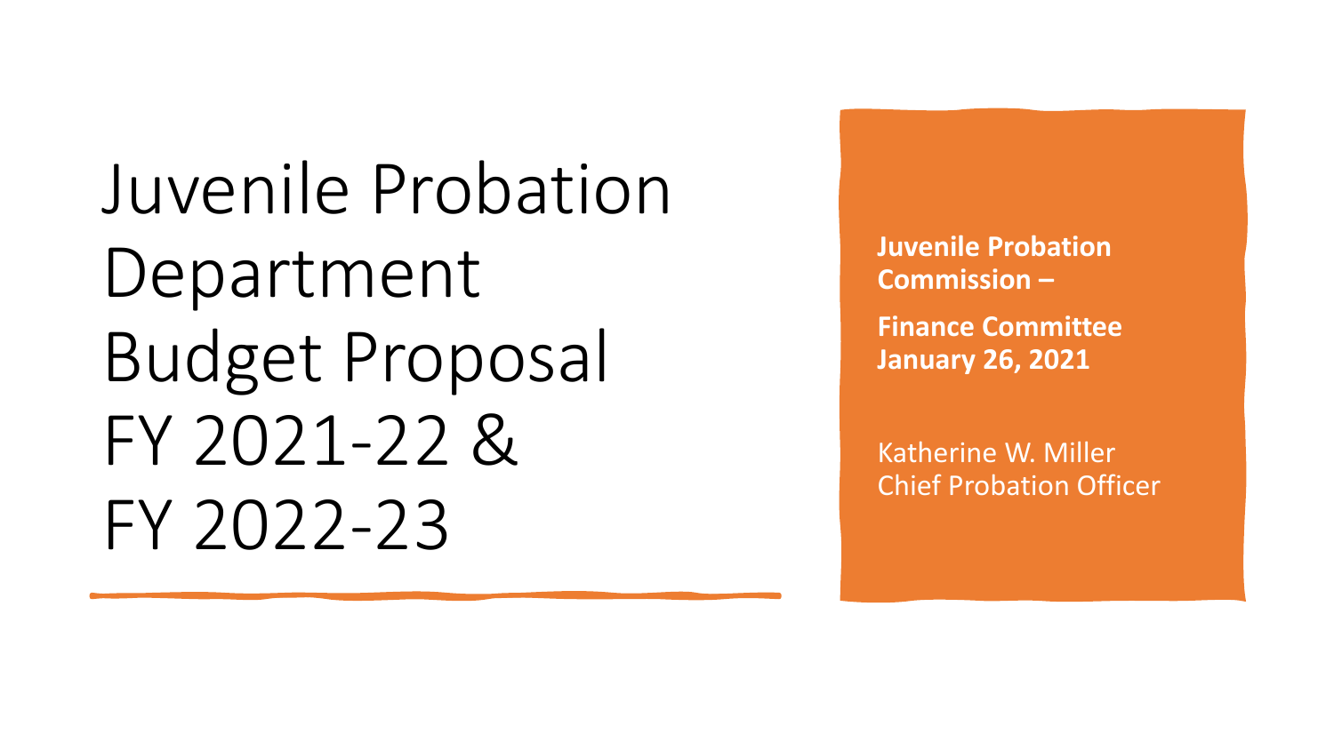# Juvenile Probation Department Budget Proposal FY 2021-22 & FY 2022-23

**Juvenile Probation Commission –**

**Finance Committee**
**January 26, 2021**

Katherine W. Miller
Chief Probation Officer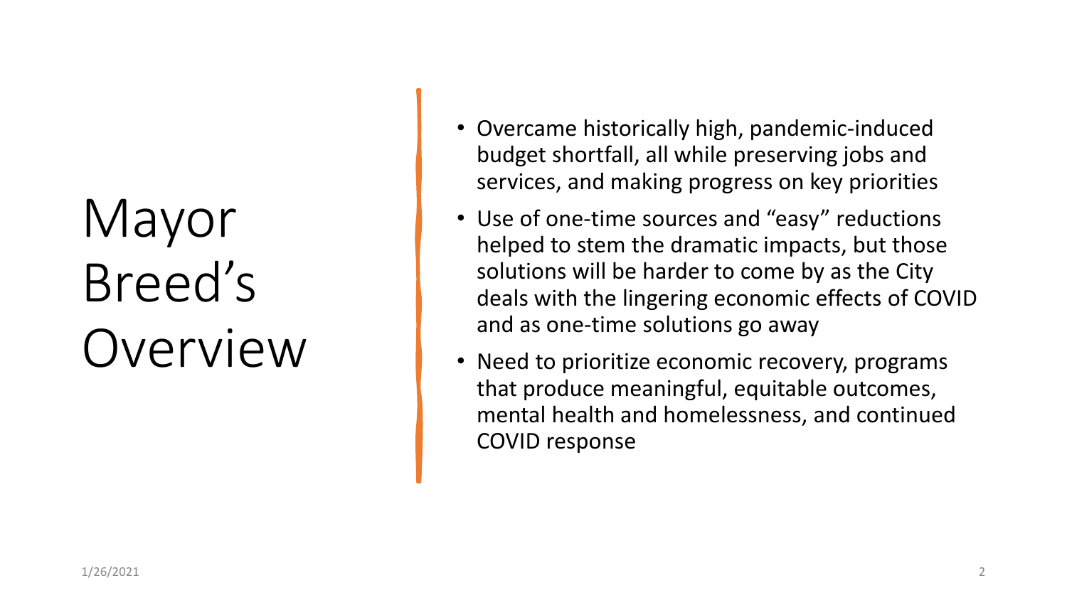# Mayor Breed's Overview

- Overcame historically high, pandemic-induced budget shortfall, all while preserving jobs and services, and making progress on key priorities
- Use of one-time sources and "easy" reductions helped to stem the dramatic impacts, but those solutions will be harder to come by as the City deals with the lingering economic effects of COVID and as one-time solutions go away
- Need to prioritize economic recovery, programs that produce meaningful, equitable outcomes, mental health and homelessness, and continued COVID response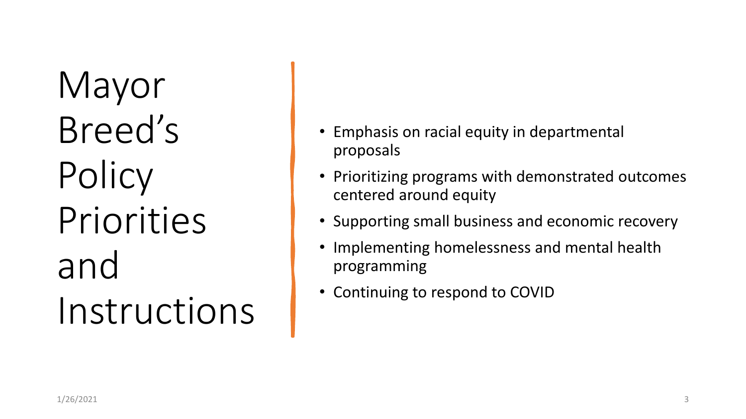# Mayor Breed's Policy Priorities and Instructions

- Emphasis on racial equity in departmental proposals
- Prioritizing programs with demonstrated outcomes centered around equity
- Supporting small business and economic recovery
- Implementing homelessness and mental health programming
- Continuing to respond to COVID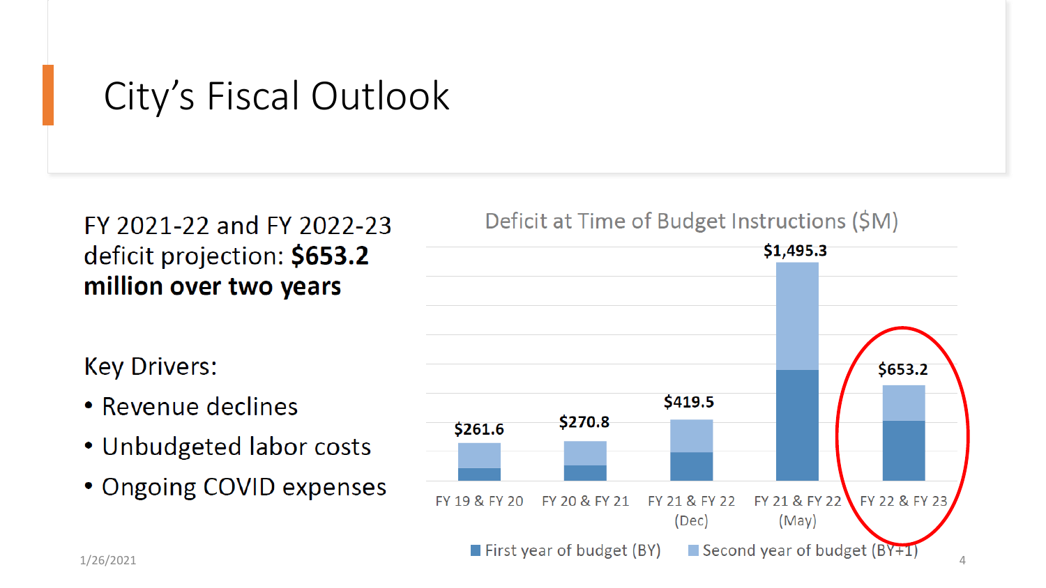# City's Fiscal Outlook

FY 2021-22 and FY 2022-23 deficit projection: **$653.2 million over two years**

Key Drivers:

- Revenue declines
- Unbudgeted labor costs
- Ongoing COVID expenses

Deficit at Time of Budget Instructions ($M)

| Budget | Deficit ($M) |
|---|---|
| FY 19 & FY 20 | $261.6 |
| FY 20 & FY 21 | $270.8 |
| FY 21 & FY 22 (Dec) | $419.5 |
| FY 21 & FY 22 (May) | $1,495.3 |
| FY 22 & FY 23 | $653.2 |

First year of budget (BY) | Second year of budget (BY+1)

1/26/2021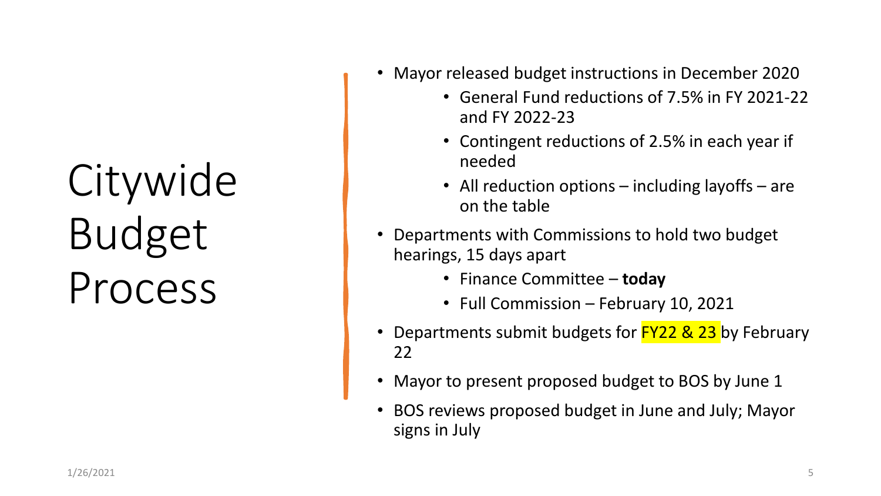# Citywide Budget Process

- Mayor released budget instructions in December 2020
  - General Fund reductions of 7.5% in FY 2021-22 and FY 2022-23
  - Contingent reductions of 2.5% in each year if needed
  - All reduction options – including layoffs – are on the table
- Departments with Commissions to hold two budget hearings, 15 days apart
  - Finance Committee – **today**
  - Full Commission – February 10, 2021
- Departments submit budgets for FY22 & 23 by February 22
- Mayor to present proposed budget to BOS by June 1
- BOS reviews proposed budget in June and July; Mayor signs in July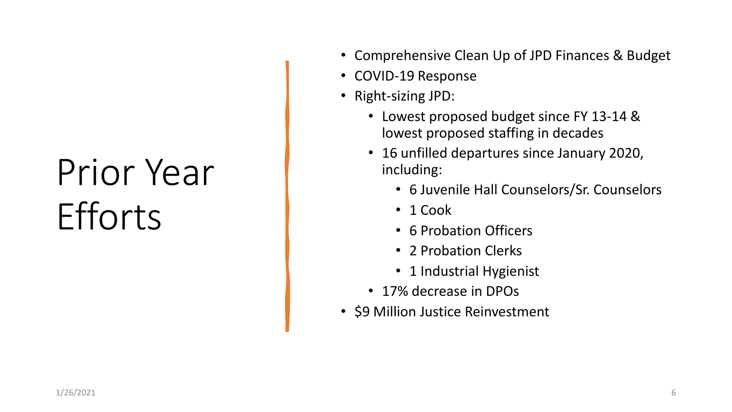# Prior Year Efforts

- Comprehensive Clean Up of JPD Finances & Budget
- COVID-19 Response
- Right-sizing JPD:
  - Lowest proposed budget since FY 13-14 & lowest proposed staffing in decades
  - 16 unfilled departures since January 2020, including:
    - 6 Juvenile Hall Counselors/Sr. Counselors
    - 1 Cook
    - 6 Probation Officers
    - 2 Probation Clerks
    - 1 Industrial Hygienist
  - 17% decrease in DPOs
- $9 Million Justice Reinvestment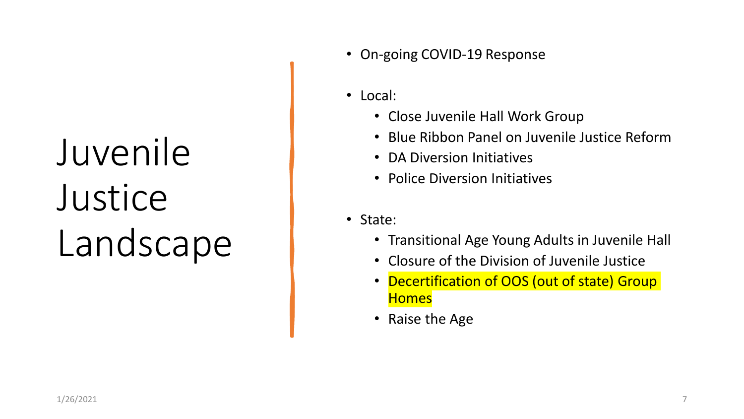# Juvenile Justice Landscape

- On-going COVID-19 Response
- Local:
  - Close Juvenile Hall Work Group
  - Blue Ribbon Panel on Juvenile Justice Reform
  - DA Diversion Initiatives
  - Police Diversion Initiatives
- State:
  - Transitional Age Young Adults in Juvenile Hall
  - Closure of the Division of Juvenile Justice
  - Decertification of OOS (out of state) Group Homes
  - Raise the Age

1/26/2021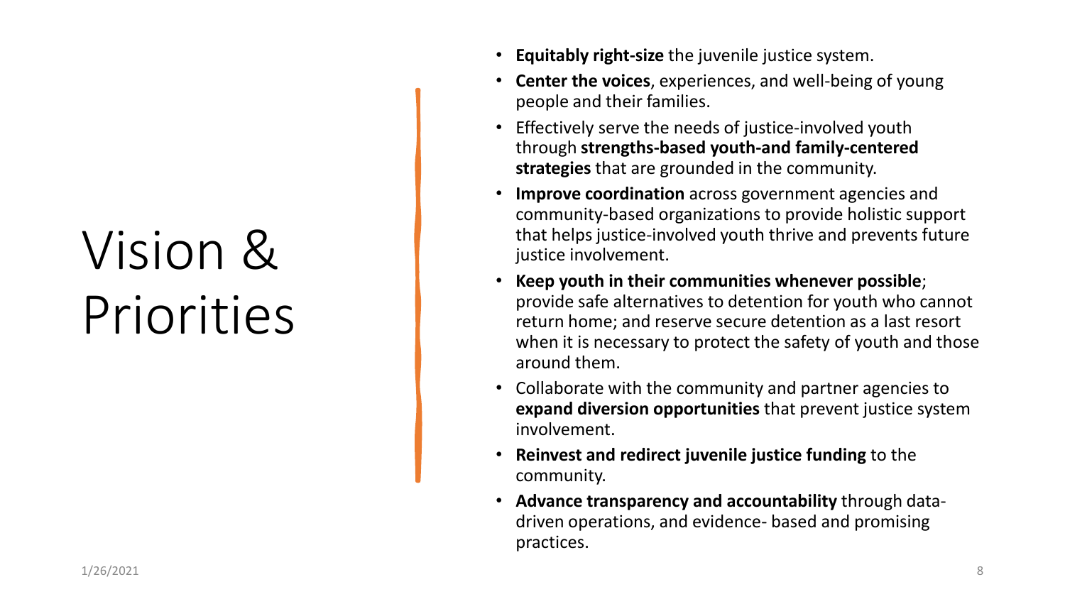# Vision & Priorities

- **Equitably right-size** the juvenile justice system.
- **Center the voices**, experiences, and well-being of young people and their families.
- Effectively serve the needs of justice-involved youth through **strengths-based youth-and family-centered strategies** that are grounded in the community.
- **Improve coordination** across government agencies and community-based organizations to provide holistic support that helps justice-involved youth thrive and prevents future justice involvement.
- **Keep youth in their communities whenever possible**; provide safe alternatives to detention for youth who cannot return home; and reserve secure detention as a last resort when it is necessary to protect the safety of youth and those around them.
- Collaborate with the community and partner agencies to **expand diversion opportunities** that prevent justice system involvement.
- **Reinvest and redirect juvenile justice funding** to the community.
- **Advance transparency and accountability** through data-driven operations, and evidence- based and promising practices.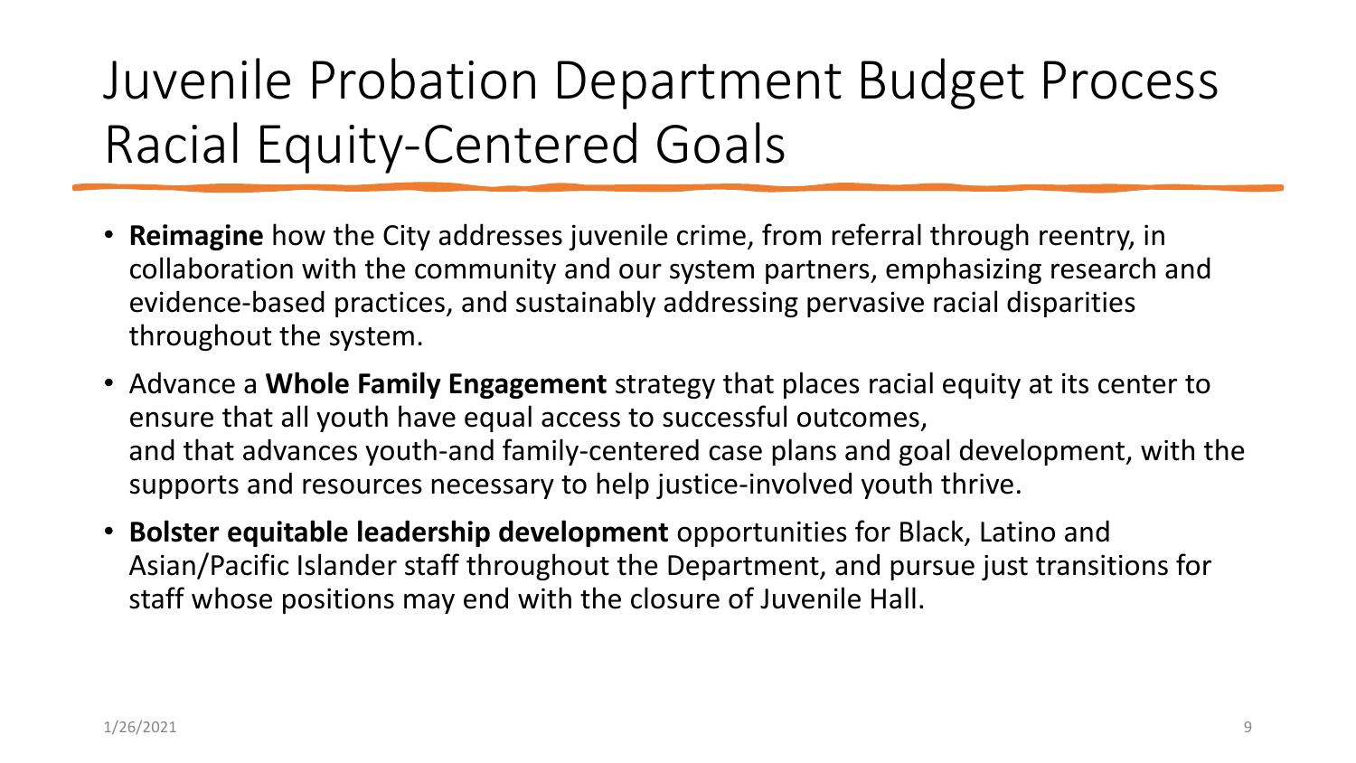# Juvenile Probation Department Budget Process Racial Equity-Centered Goals

- **Reimagine** how the City addresses juvenile crime, from referral through reentry, in collaboration with the community and our system partners, emphasizing research and evidence-based practices, and sustainably addressing pervasive racial disparities throughout the system.
- Advance a **Whole Family Engagement** strategy that places racial equity at its center to ensure that all youth have equal access to successful outcomes, and that advances youth-and family-centered case plans and goal development, with the supports and resources necessary to help justice-involved youth thrive.
- **Bolster equitable leadership development** opportunities for Black, Latino and Asian/Pacific Islander staff throughout the Department, and pursue just transitions for staff whose positions may end with the closure of Juvenile Hall.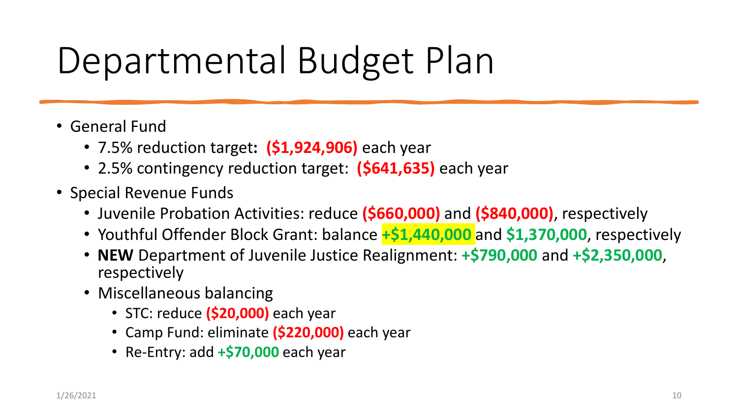# Departmental Budget Plan

- General Fund
  - 7.5% reduction target**:** **($1,924,906)** each year
  - 2.5% contingency reduction target: **($641,635)** each year
- Special Revenue Funds
  - Juvenile Probation Activities: reduce **($660,000)** and **($840,000)**, respectively
  - Youthful Offender Block Grant: balance **+$1,440,000** and **$1,370,000**, respectively
  - **NEW** Department of Juvenile Justice Realignment: **+$790,000** and **+$2,350,000**, respectively
  - Miscellaneous balancing
    - STC: reduce **($20,000)** each year
    - Camp Fund: eliminate **($220,000)** each year
    - Re-Entry: add **+$70,000** each year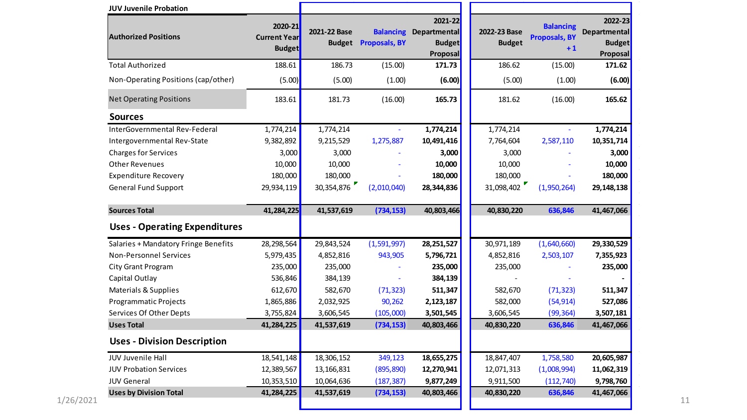**JUV Juvenile Probation**

| Authorized Positions | 2020-21 Current Year Budget | 2021-22 Base Budget | Balancing Proposals, BY | 2021-22 Departmental Budget Proposal | 2022-23 Base Budget | Balancing Proposals, BY +1 | 2022-23 Departmental Budget Proposal |
|---|---|---|---|---|---|---|---|
| Total Authorized | 188.61 | 186.73 | (15.00) | **171.73** | 186.62 | (15.00) | **171.62** |
| Non-Operating Positions (cap/other) | (5.00) | (5.00) | (1.00) | **(6.00)** | (5.00) | (1.00) | **(6.00)** |
| Net Operating Positions | 183.61 | 181.73 | (16.00) | **165.73** | 181.62 | (16.00) | **165.62** |
| **Sources** | | | | | | | |
| InterGovernmental Rev-Federal | 1,774,214 | 1,774,214 | - | **1,774,214** | 1,774,214 | - | **1,774,214** |
| Intergovernmental Rev-State | 9,382,892 | 9,215,529 | 1,275,887 | **10,491,416** | 7,764,604 | 2,587,110 | **10,351,714** |
| Charges for Services | 3,000 | 3,000 | - | **3,000** | 3,000 | - | **3,000** |
| Other Revenues | 10,000 | 10,000 | - | **10,000** | 10,000 | - | **10,000** |
| Expenditure Recovery | 180,000 | 180,000 | - | **180,000** | 180,000 | - | **180,000** |
| General Fund Support | 29,934,119 | 30,354,876 | (2,010,040) | **28,344,836** | 31,098,402 | (1,950,264) | **29,148,138** |
| **Sources Total** | **41,284,225** | **41,537,619** | **(734,153)** | **40,803,466** | **40,830,220** | **636,846** | **41,467,066** |
| **Uses - Operating Expenditures** | | | | | | | |
| Salaries + Mandatory Fringe Benefits | 28,298,564 | 29,843,524 | (1,591,997) | **28,251,527** | 30,971,189 | (1,640,660) | **29,330,529** |
| Non-Personnel Services | 5,979,435 | 4,852,816 | 943,905 | **5,796,721** | 4,852,816 | 2,503,107 | **7,355,923** |
| City Grant Program | 235,000 | 235,000 | - | **235,000** | 235,000 | - | **235,000** |
| Capital Outlay | 536,846 | 384,139 | - | **384,139** | - | - | **-** |
| Materials & Supplies | 612,670 | 582,670 | (71,323) | **511,347** | 582,670 | (71,323) | **511,347** |
| Programmatic Projects | 1,865,886 | 2,032,925 | 90,262 | **2,123,187** | 582,000 | (54,914) | **527,086** |
| Services Of Other Depts | 3,755,824 | 3,606,545 | (105,000) | **3,501,545** | 3,606,545 | (99,364) | **3,507,181** |
| **Uses Total** | **41,284,225** | **41,537,619** | **(734,153)** | **40,803,466** | **40,830,220** | **636,846** | **41,467,066** |
| **Uses - Division Description** | | | | | | | |
| JUV Juvenile Hall | 18,541,148 | 18,306,152 | 349,123 | **18,655,275** | 18,847,407 | 1,758,580 | **20,605,987** |
| JUV Probation Services | 12,389,567 | 13,166,831 | (895,890) | **12,270,941** | 12,071,313 | (1,008,994) | **11,062,319** |
| JUV General | 10,353,510 | 10,064,636 | (187,387) | **9,877,249** | 9,911,500 | (112,740) | **9,798,760** |
| **Uses by Division Total** | **41,284,225** | **41,537,619** | **(734,153)** | **40,803,466** | **40,830,220** | **636,846** | **41,467,066** |

1/26/2021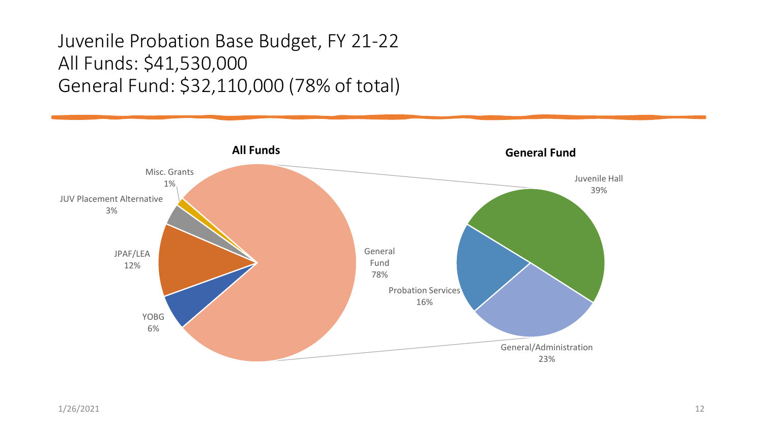# Juvenile Probation Base Budget, FY 21-22
# All Funds: $41,530,000
# General Fund: $32,110,000 (78% of total)

**All Funds**

| Fund | Share |
| --- | --- |
| General Fund | 78% |
| JPAF/LEA | 12% |
| YOBG | 6% |
| JUV Placement Alternative | 3% |
| Misc. Grants | 1% |

**General Fund**

| Category | Share |
| --- | --- |
| Juvenile Hall | 39% |
| General/Administration | 23% |
| Probation Services | 16% |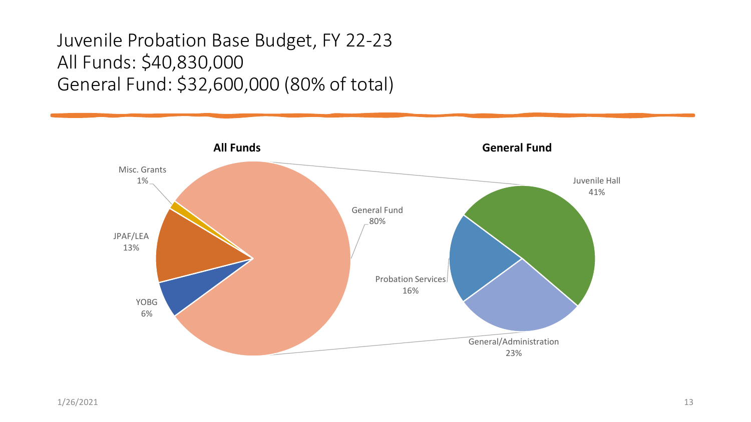# Juvenile Probation Base Budget, FY 22-23
# All Funds: $40,830,000
# General Fund: $32,600,000 (80% of total)

**All Funds**

- General Fund 80%
- JPAF/LEA 13%
- YOBG 6%
- Misc. Grants 1%

**General Fund**

- Juvenile Hall 41%
- General/Administration 23%
- Probation Services 16%

1/26/2021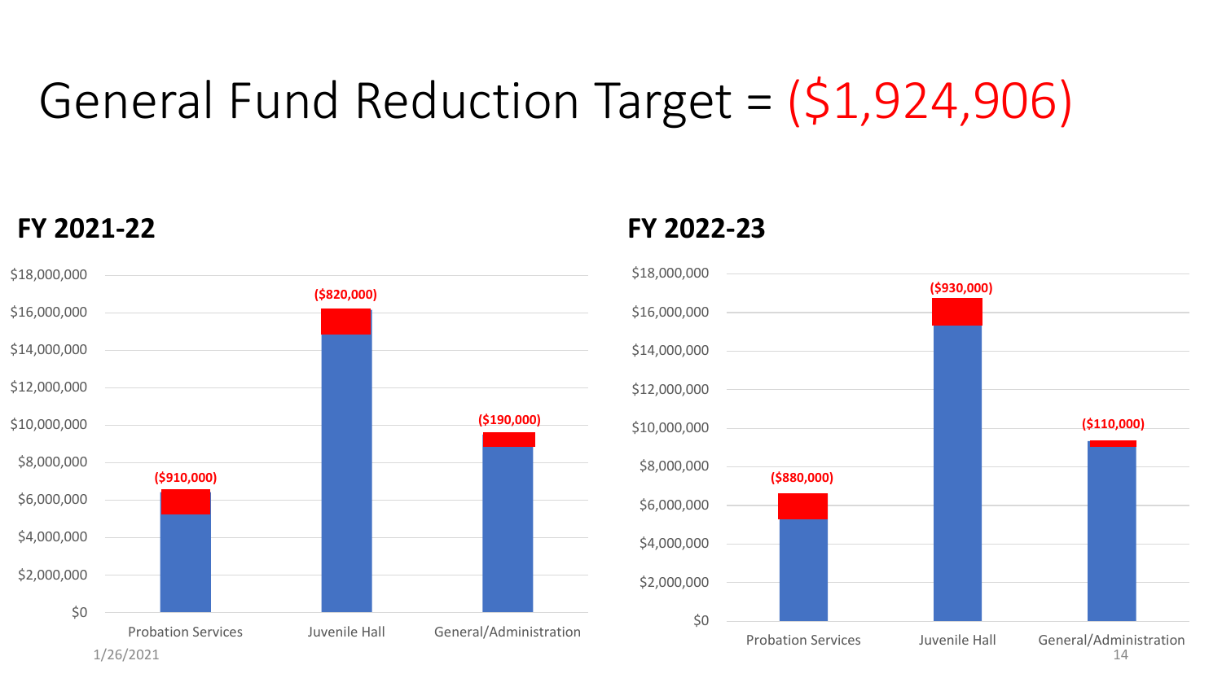# General Fund Reduction Target = ($1,924,906)

## FY 2021-22

| Category | Reduction |
|---|---|
| Probation Services | ($910,000) |
| Juvenile Hall | ($820,000) |
| General/Administration | ($190,000) |

## FY 2022-23

| Category | Reduction |
|---|---|
| Probation Services | ($880,000) |
| Juvenile Hall | ($930,000) |
| General/Administration | ($110,000) |

1/26/2021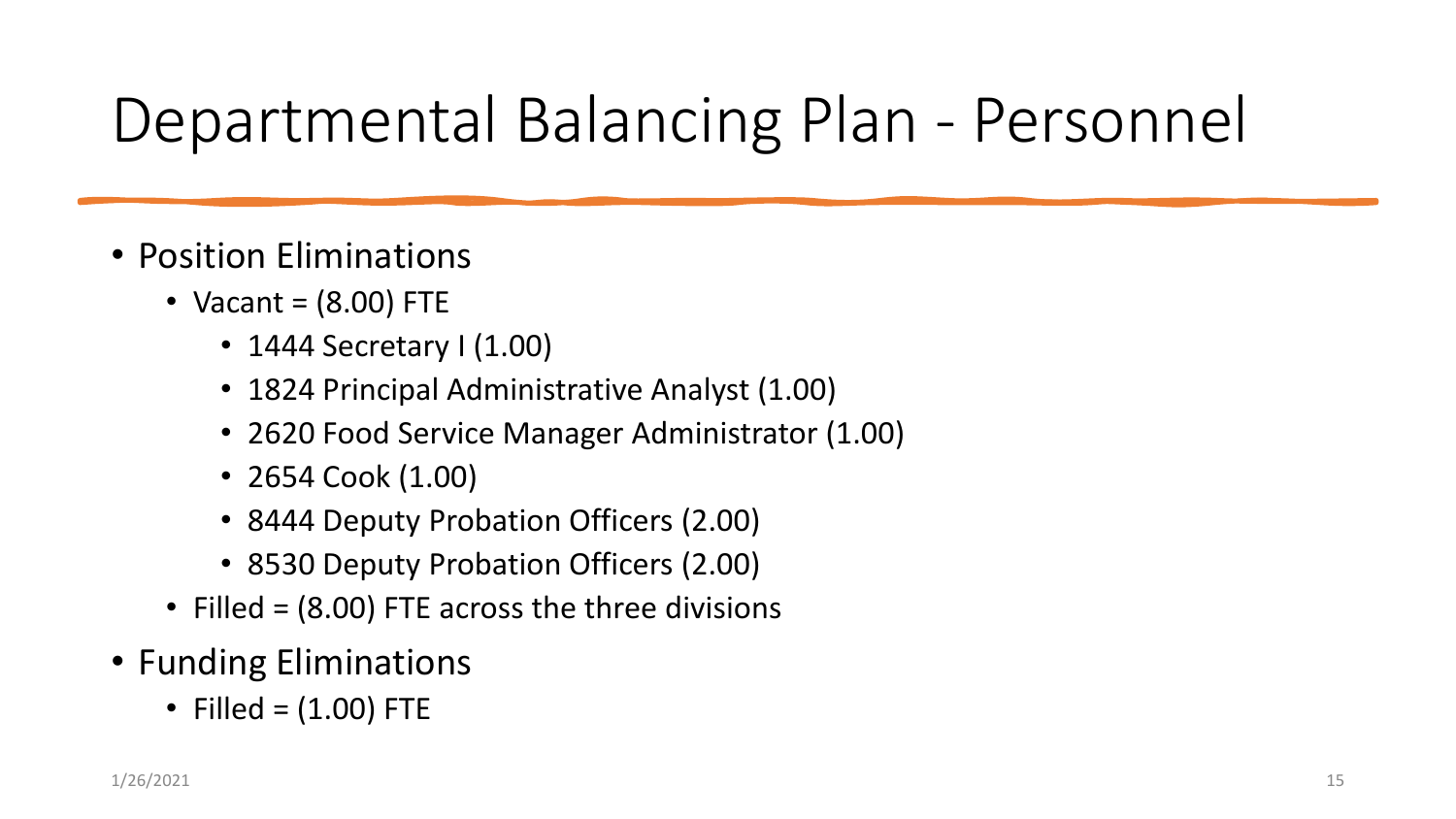# Departmental Balancing Plan - Personnel

- Position Eliminations
  - Vacant = (8.00) FTE
    - 1444 Secretary I (1.00)
    - 1824 Principal Administrative Analyst (1.00)
    - 2620 Food Service Manager Administrator (1.00)
    - 2654 Cook (1.00)
    - 8444 Deputy Probation Officers (2.00)
    - 8530 Deputy Probation Officers (2.00)
  - Filled = (8.00) FTE across the three divisions
- Funding Eliminations
  - Filled = (1.00) FTE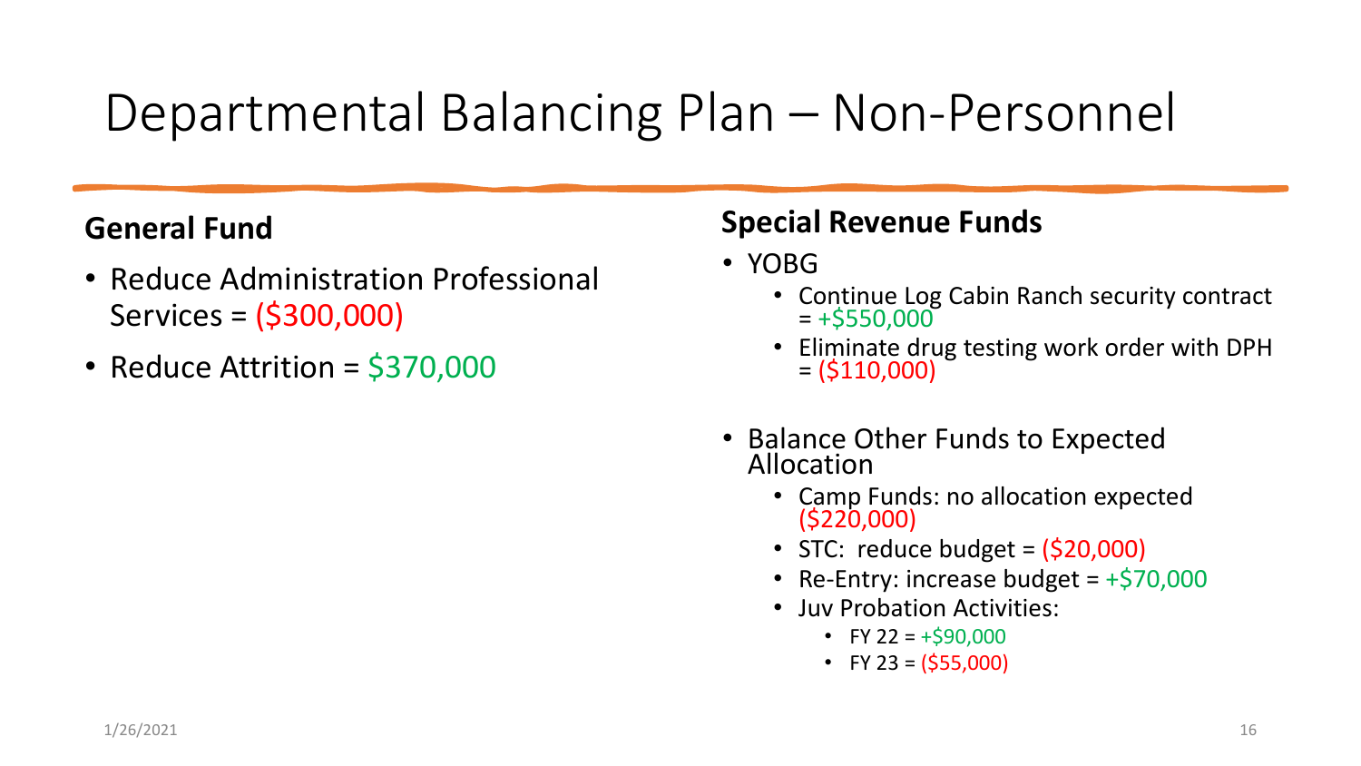# Departmental Balancing Plan – Non-Personnel

## General Fund

- Reduce Administration Professional Services = ($300,000)
- Reduce Attrition = $370,000

## Special Revenue Funds

- YOBG
  - Continue Log Cabin Ranch security contract = +$550,000
  - Eliminate drug testing work order with DPH = ($110,000)
- Balance Other Funds to Expected Allocation
  - Camp Funds: no allocation expected ($220,000)
  - STC: reduce budget = ($20,000)
  - Re-Entry: increase budget = +$70,000
  - Juv Probation Activities:
    - FY 22 = +$90,000
    - FY 23 = ($55,000)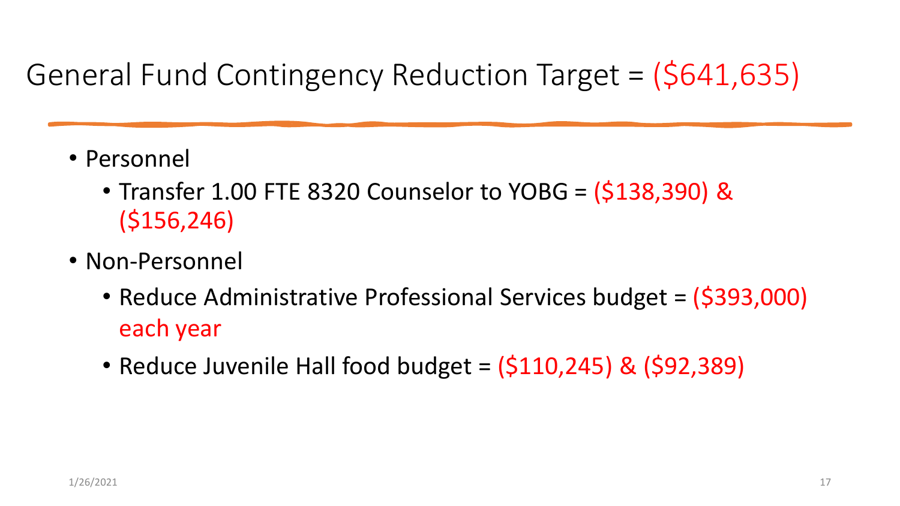# General Fund Contingency Reduction Target = ($641,635)

- Personnel
  - Transfer 1.00 FTE 8320 Counselor to YOBG = ($138,390) & ($156,246)
- Non-Personnel
  - Reduce Administrative Professional Services budget = ($393,000) each year
  - Reduce Juvenile Hall food budget = ($110,245) & ($92,389)

1/26/2021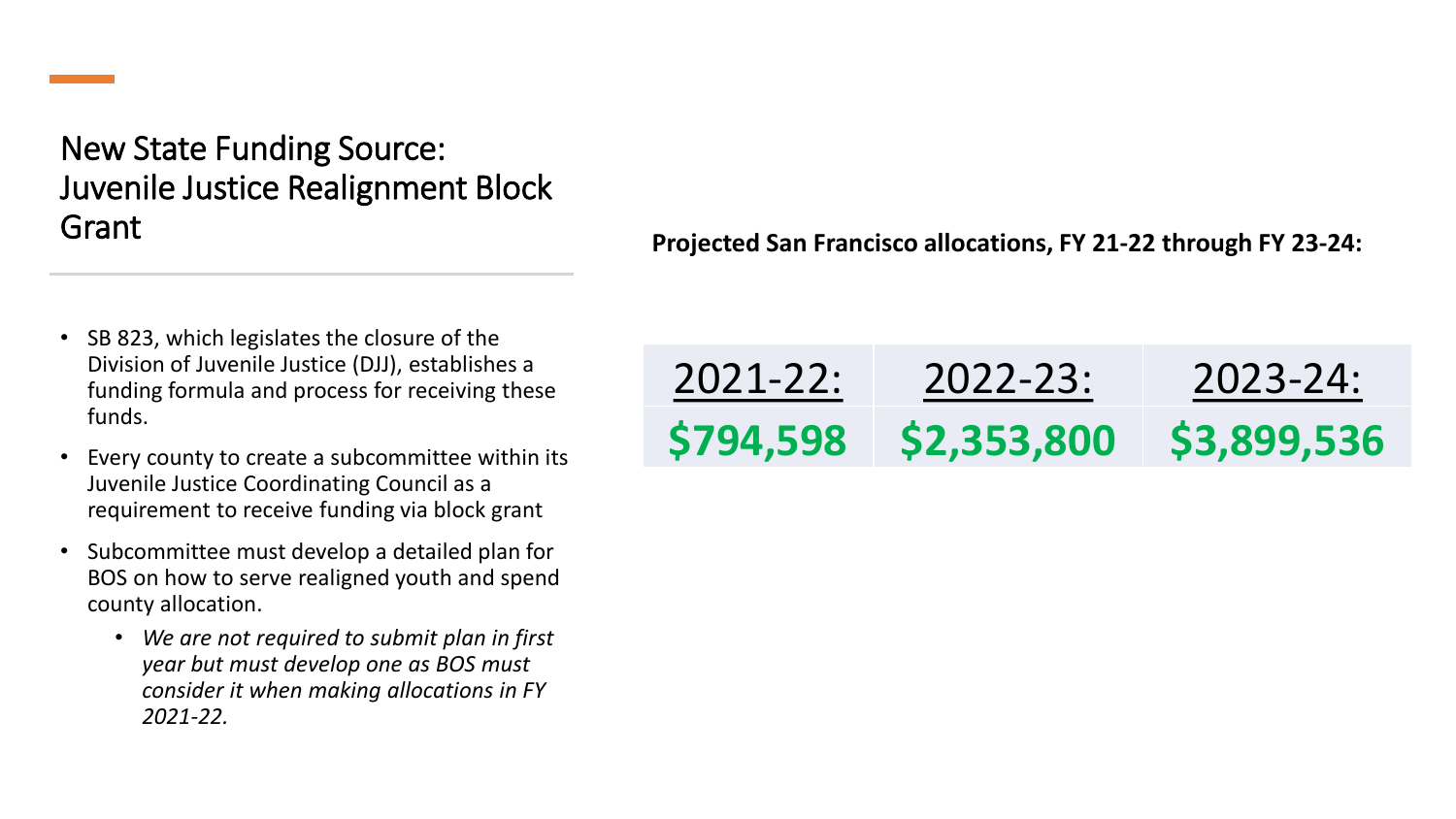# New State Funding Source: Juvenile Justice Realignment Block Grant

- SB 823, which legislates the closure of the Division of Juvenile Justice (DJJ), establishes a funding formula and process for receiving these funds.
- Every county to create a subcommittee within its Juvenile Justice Coordinating Council as a requirement to receive funding via block grant
- Subcommittee must develop a detailed plan for BOS on how to serve realigned youth and spend county allocation.
  - *We are not required to submit plan in first year but must develop one as BOS must consider it when making allocations in FY 2021-22.*

**Projected San Francisco allocations, FY 21-22 through FY 23-24:**

| 2021-22: | 2022-23: | 2023-24: |
|---|---|---|
| **$794,598** | **$2,353,800** | **$3,899,536** |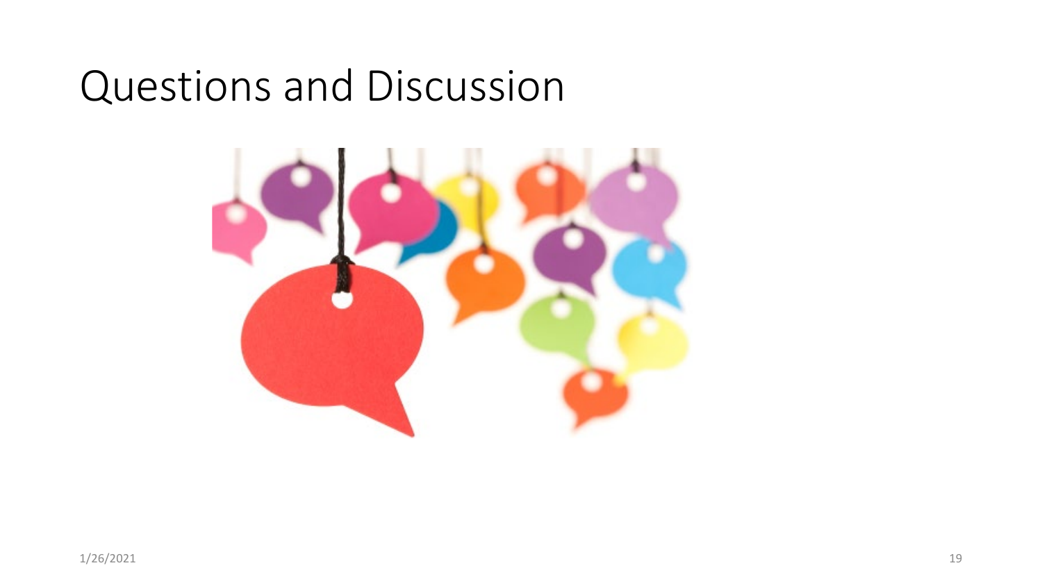# Questions and Discussion